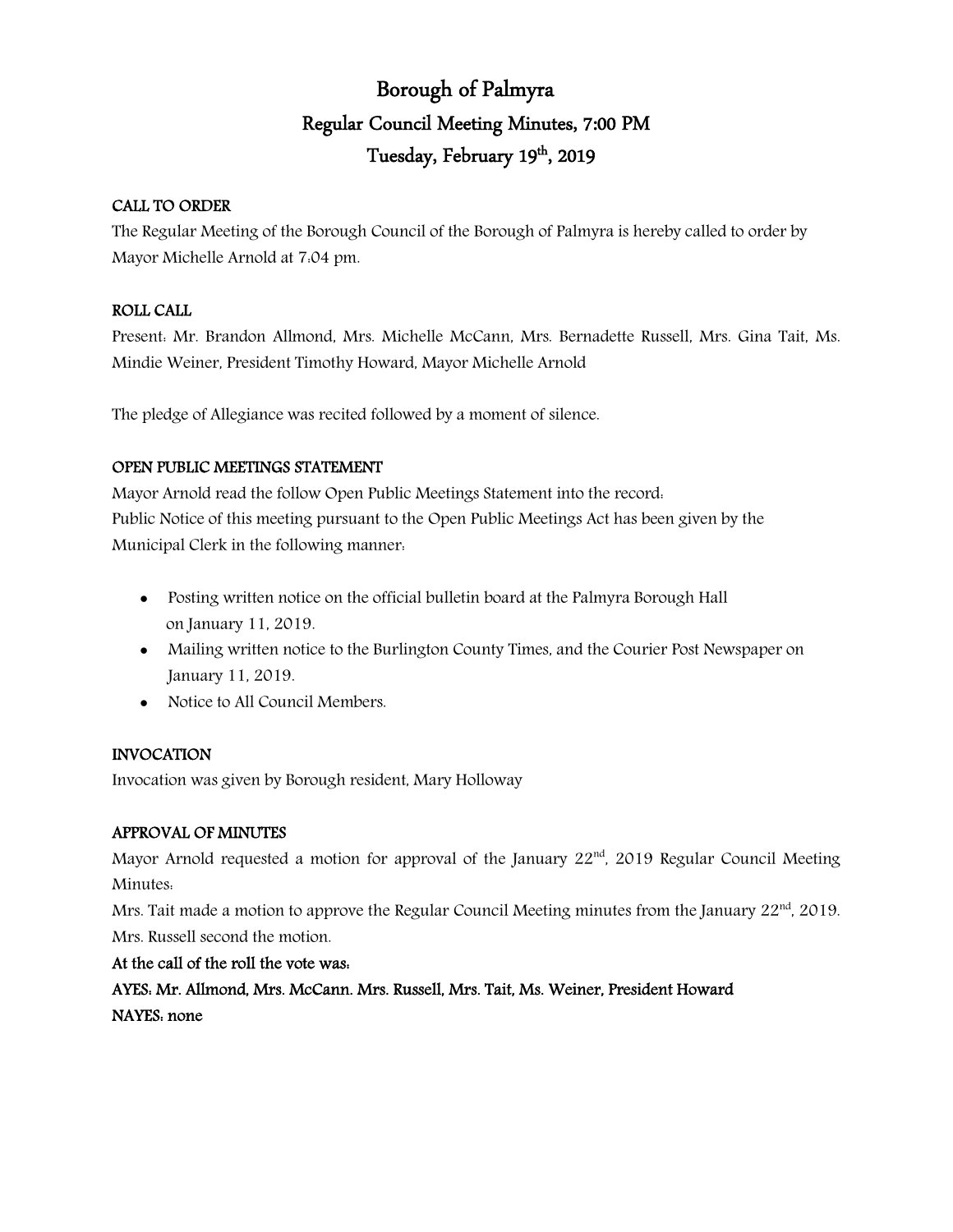# Borough of Palmyra

## Regular Council Meeting Minutes, 7:00 PM

## Tuesday, February 19th, 2019

### CALL TO ORDER

The Regular Meeting of the Borough Council of the Borough of Palmyra is hereby called to order by Mayor Michelle Arnold at 7:04 pm.

### ROLL CALL

Present: Mr. Brandon Allmond, Mrs. Michelle McCann, Mrs. Bernadette Russell, Mrs. Gina Tait, Ms. Mindie Weiner, President Timothy Howard, Mayor Michelle Arnold

The pledge of Allegiance was recited followed by a moment of silence.

### OPEN PUBLIC MEETINGS STATEMENT

Mayor Arnold read the follow Open Public Meetings Statement into the record:
Public Notice of this meeting pursuant to the Open Public Meetings Act has been given by the Municipal Clerk in the following manner:

- Posting written notice on the official bulletin board at the Palmyra Borough Hall on January 11, 2019.
- Mailing written notice to the Burlington County Times, and the Courier Post Newspaper on January 11, 2019.
- Notice to All Council Members.

### INVOCATION

Invocation was given by Borough resident, Mary Holloway

### APPROVAL OF MINUTES

Mayor Arnold requested a motion for approval of the January 22nd, 2019 Regular Council Meeting Minutes:
Mrs. Tait made a motion to approve the Regular Council Meeting minutes from the January 22nd, 2019.
Mrs. Russell second the motion.

**At the call of the roll the vote was:**

**AYES: Mr. Allmond, Mrs. McCann. Mrs. Russell, Mrs. Tait, Ms. Weiner, President Howard**

**NAYES: none**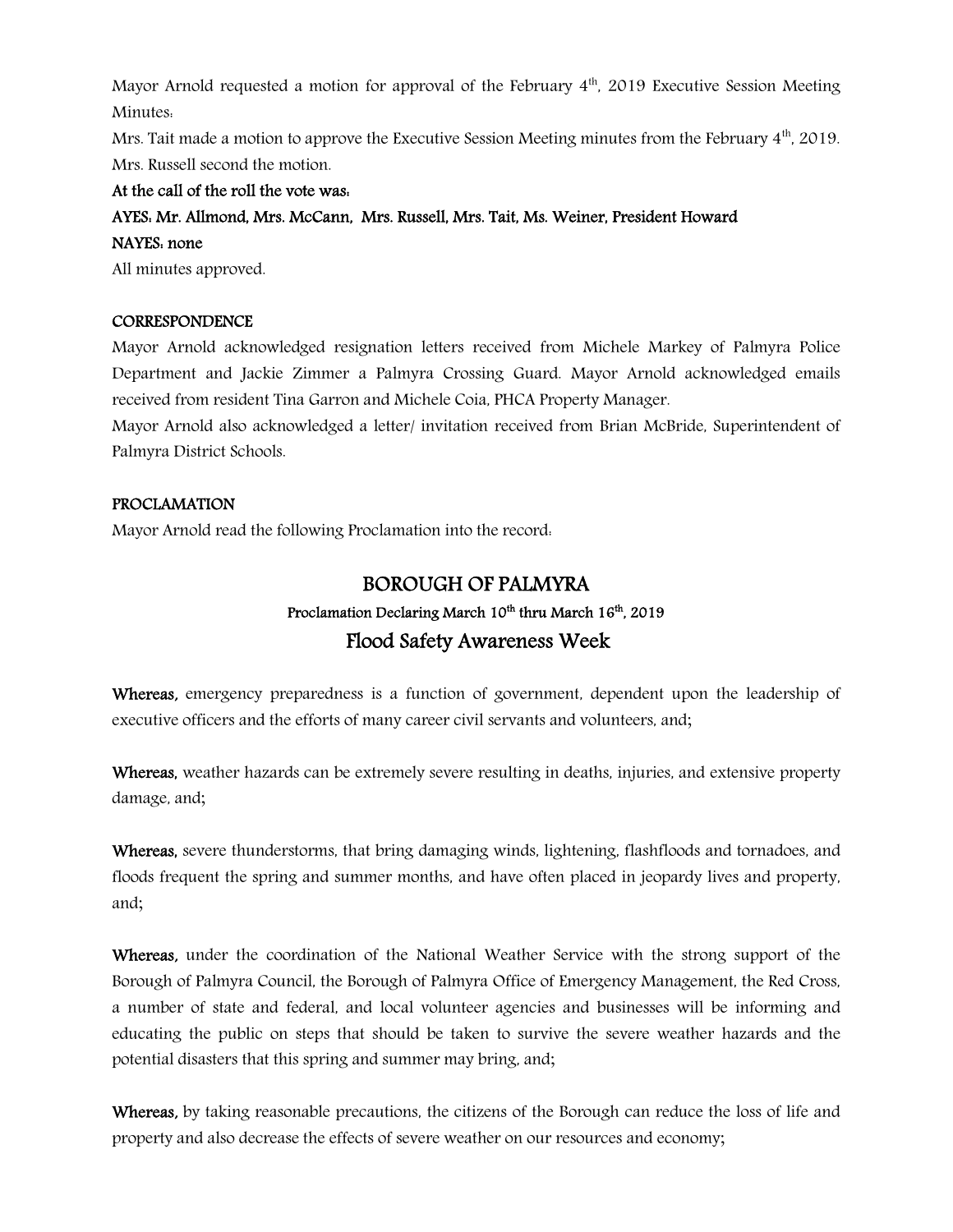Mayor Arnold requested a motion for approval of the February 4th, 2019 Executive Session Meeting Minutes:

Mrs. Tait made a motion to approve the Executive Session Meeting minutes from the February 4th, 2019. Mrs. Russell second the motion.

**At the call of the roll the vote was:**

**AYES: Mr. Allmond, Mrs. McCann, Mrs. Russell, Mrs. Tait, Ms. Weiner, President Howard**

**NAYES: none**

All minutes approved.

**CORRESPONDENCE**

Mayor Arnold acknowledged resignation letters received from Michele Markey of Palmyra Police Department and Jackie Zimmer a Palmyra Crossing Guard. Mayor Arnold acknowledged emails received from resident Tina Garron and Michele Coia, PHCA Property Manager.

Mayor Arnold also acknowledged a letter/ invitation received from Brian McBride, Superintendent of Palmyra District Schools.

**PROCLAMATION**

Mayor Arnold read the following Proclamation into the record:

## BOROUGH OF PALMYRA

**Proclamation Declaring March 10th thru March 16th, 2019**

## Flood Safety Awareness Week

**Whereas,** emergency preparedness is a function of government, dependent upon the leadership of executive officers and the efforts of many career civil servants and volunteers, and;

**Whereas,** weather hazards can be extremely severe resulting in deaths, injuries, and extensive property damage, and;

**Whereas,** severe thunderstorms, that bring damaging winds, lightening, flashfloods and tornadoes, and floods frequent the spring and summer months, and have often placed in jeopardy lives and property, and;

**Whereas,** under the coordination of the National Weather Service with the strong support of the Borough of Palmyra Council, the Borough of Palmyra Office of Emergency Management, the Red Cross, a number of state and federal, and local volunteer agencies and businesses will be informing and educating the public on steps that should be taken to survive the severe weather hazards and the potential disasters that this spring and summer may bring, and;

**Whereas,** by taking reasonable precautions, the citizens of the Borough can reduce the loss of life and property and also decrease the effects of severe weather on our resources and economy;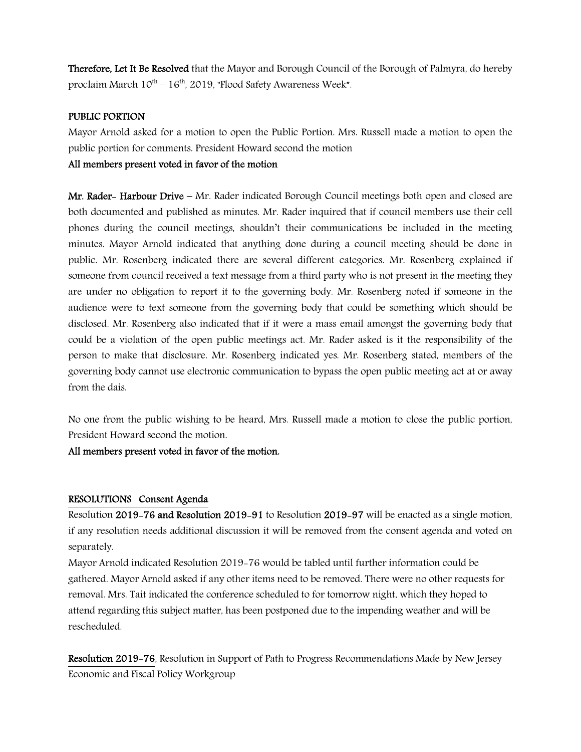**Therefore, Let It Be Resolved** that the Mayor and Borough Council of the Borough of Palmyra, do hereby proclaim March 10th – 16th, 2019, "Flood Safety Awareness Week".

**PUBLIC PORTION**

Mayor Arnold asked for a motion to open the Public Portion. Mrs. Russell made a motion to open the public portion for comments. President Howard second the motion

**All members present voted in favor of the motion**

**Mr. Rader- Harbour Drive –** Mr. Rader indicated Borough Council meetings both open and closed are both documented and published as minutes. Mr. Rader inquired that if council members use their cell phones during the council meetings, shouldn't their communications be included in the meeting minutes. Mayor Arnold indicated that anything done during a council meeting should be done in public. Mr. Rosenberg indicated there are several different categories. Mr. Rosenberg explained if someone from council received a text message from a third party who is not present in the meeting they are under no obligation to report it to the governing body. Mr. Rosenberg noted if someone in the audience were to text someone from the governing body that could be something which should be disclosed. Mr. Rosenberg also indicated that if it were a mass email amongst the governing body that could be a violation of the open public meetings act. Mr. Rader asked is it the responsibility of the person to make that disclosure. Mr. Rosenberg indicated yes. Mr. Rosenberg stated, members of the governing body cannot use electronic communication to bypass the open public meeting act at or away from the dais.

No one from the public wishing to be heard, Mrs. Russell made a motion to close the public portion, President Howard second the motion.

**All members present voted in favor of the motion.**

**RESOLUTIONS Consent Agenda**

Resolution **2019-76 and Resolution 2019-91** to Resolution **2019-97** will be enacted as a single motion, if any resolution needs additional discussion it will be removed from the consent agenda and voted on separately.

Mayor Arnold indicated Resolution 2019-76 would be tabled until further information could be gathered. Mayor Arnold asked if any other items need to be removed. There were no other requests for removal. Mrs. Tait indicated the conference scheduled to for tomorrow night, which they hoped to attend regarding this subject matter, has been postponed due to the impending weather and will be rescheduled.

**Resolution 2019-76**, Resolution in Support of Path to Progress Recommendations Made by New Jersey Economic and Fiscal Policy Workgroup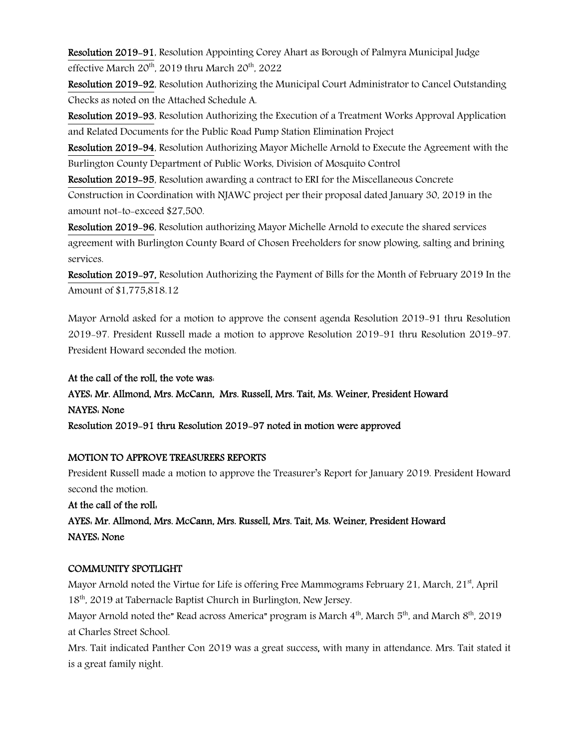**Resolution 2019-91**, Resolution Appointing Corey Ahart as Borough of Palmyra Municipal Judge effective March 20th, 2019 thru March 20th, 2022

**Resolution 2019-92**, Resolution Authorizing the Municipal Court Administrator to Cancel Outstanding Checks as noted on the Attached Schedule A.

**Resolution 2019-93**, Resolution Authorizing the Execution of a Treatment Works Approval Application and Related Documents for the Public Road Pump Station Elimination Project

**Resolution 2019-94**, Resolution Authorizing Mayor Michelle Arnold to Execute the Agreement with the Burlington County Department of Public Works, Division of Mosquito Control

**Resolution 2019-95**, Resolution awarding a contract to ERI for the Miscellaneous Concrete Construction in Coordination with NJAWC project per their proposal dated January 30, 2019 in the amount not-to-exceed $27,500.

**Resolution 2019-96**, Resolution authorizing Mayor Michelle Arnold to execute the shared services agreement with Burlington County Board of Chosen Freeholders for snow plowing, salting and brining services.

**Resolution 2019-97,** Resolution Authorizing the Payment of Bills for the Month of February 2019 In the Amount of $1,775,818.12

Mayor Arnold asked for a motion to approve the consent agenda Resolution 2019-91 thru Resolution 2019-97. President Russell made a motion to approve Resolution 2019-91 thru Resolution 2019-97. President Howard seconded the motion.

**At the call of the roll, the vote was:**

**AYES: Mr. Allmond, Mrs. McCann, Mrs. Russell, Mrs. Tait, Ms. Weiner, President Howard**

**NAYES: None**

**Resolution 2019-91 thru Resolution 2019-97 noted in motion were approved**

**MOTION TO APPROVE TREASURERS REPORTS**

President Russell made a motion to approve the Treasurer's Report for January 2019. President Howard second the motion.

**At the call of the roll:**

**AYES: Mr. Allmond, Mrs. McCann, Mrs. Russell, Mrs. Tait, Ms. Weiner, President Howard**

**NAYES: None**

**COMMUNITY SPOTLIGHT**

Mayor Arnold noted the Virtue for Life is offering Free Mammograms February 21, March, 21st, April 18th, 2019 at Tabernacle Baptist Church in Burlington, New Jersey.

Mayor Arnold noted the" Read across America" program is March 4th, March 5th, and March 8th, 2019 at Charles Street School.

Mrs. Tait indicated Panther Con 2019 was a great success, with many in attendance. Mrs. Tait stated it is a great family night.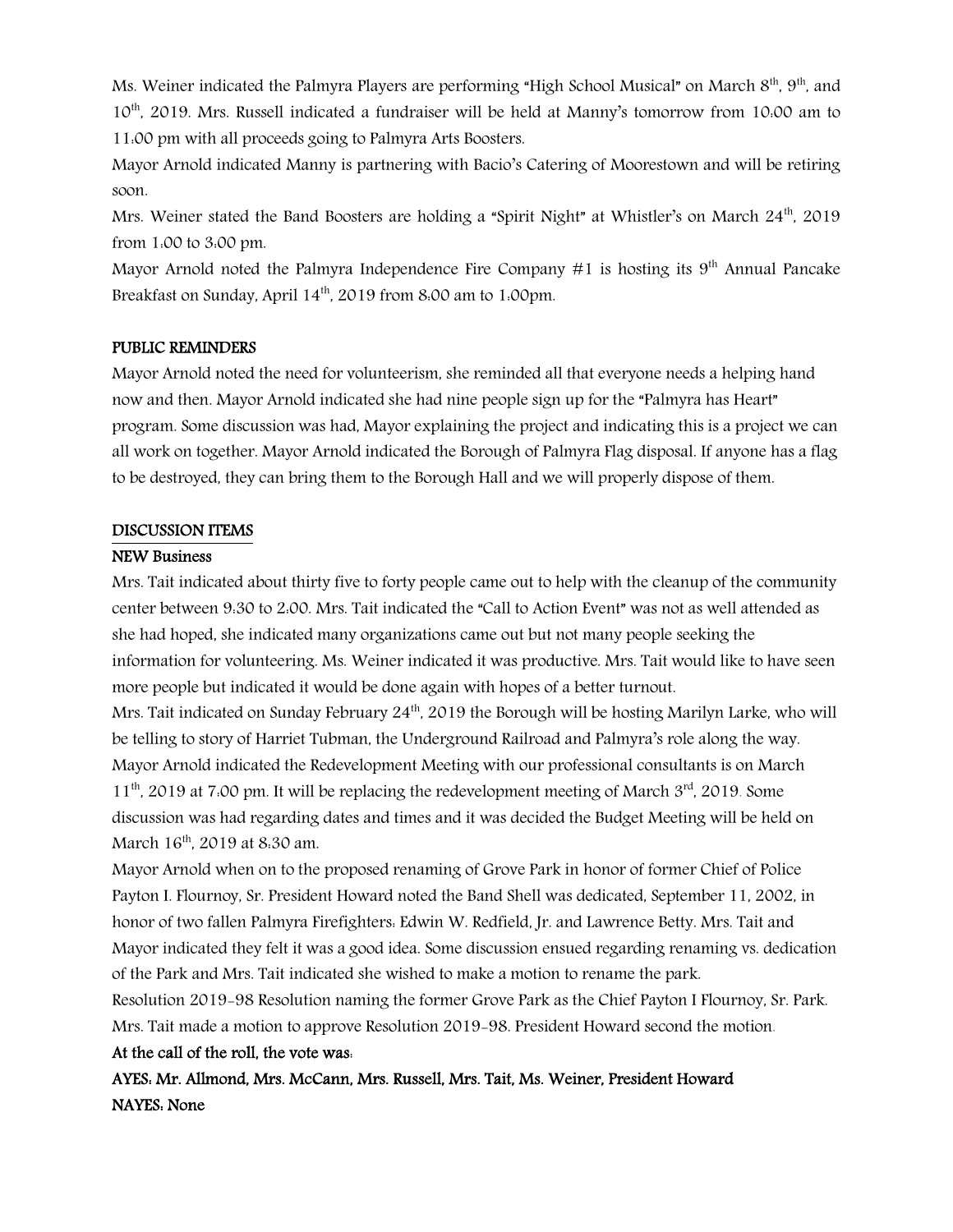Ms. Weiner indicated the Palmyra Players are performing "High School Musical" on March 8th, 9th, and 10th, 2019. Mrs. Russell indicated a fundraiser will be held at Manny's tomorrow from 10:00 am to 11:00 pm with all proceeds going to Palmyra Arts Boosters.

Mayor Arnold indicated Manny is partnering with Bacio's Catering of Moorestown and will be retiring soon.

Mrs. Weiner stated the Band Boosters are holding a "Spirit Night" at Whistler's on March 24th, 2019 from 1:00 to 3:00 pm.

Mayor Arnold noted the Palmyra Independence Fire Company #1 is hosting its 9th Annual Pancake Breakfast on Sunday, April 14th, 2019 from 8:00 am to 1:00pm.

**PUBLIC REMINDERS**

Mayor Arnold noted the need for volunteerism, she reminded all that everyone needs a helping hand now and then. Mayor Arnold indicated she had nine people sign up for the "Palmyra has Heart" program. Some discussion was had, Mayor explaining the project and indicating this is a project we can all work on together. Mayor Arnold indicated the Borough of Palmyra Flag disposal. If anyone has a flag to be destroyed, they can bring them to the Borough Hall and we will properly dispose of them.

**DISCUSSION ITEMS**

**NEW Business**

Mrs. Tait indicated about thirty five to forty people came out to help with the cleanup of the community center between 9:30 to 2:00. Mrs. Tait indicated the "Call to Action Event" was not as well attended as she had hoped, she indicated many organizations came out but not many people seeking the information for volunteering. Ms. Weiner indicated it was productive. Mrs. Tait would like to have seen more people but indicated it would be done again with hopes of a better turnout.

Mrs. Tait indicated on Sunday February 24th, 2019 the Borough will be hosting Marilyn Larke, who will be telling to story of Harriet Tubman, the Underground Railroad and Palmyra's role along the way.

Mayor Arnold indicated the Redevelopment Meeting with our professional consultants is on March 11th, 2019 at 7:00 pm. It will be replacing the redevelopment meeting of March 3rd, 2019. Some discussion was had regarding dates and times and it was decided the Budget Meeting will be held on March 16th, 2019 at 8:30 am.

Mayor Arnold when on to the proposed renaming of Grove Park in honor of former Chief of Police Payton I. Flournoy, Sr. President Howard noted the Band Shell was dedicated, September 11, 2002, in honor of two fallen Palmyra Firefighters: Edwin W. Redfield, Jr. and Lawrence Betty. Mrs. Tait and Mayor indicated they felt it was a good idea. Some discussion ensued regarding renaming vs. dedication of the Park and Mrs. Tait indicated she wished to make a motion to rename the park.

Resolution 2019-98 Resolution naming the former Grove Park as the Chief Payton I Flournoy, Sr. Park. Mrs. Tait made a motion to approve Resolution 2019-98. President Howard second the motion.

**At the call of the roll, the vote was:**

**AYES: Mr. Allmond, Mrs. McCann, Mrs. Russell, Mrs. Tait, Ms. Weiner, President Howard**

**NAYES: None**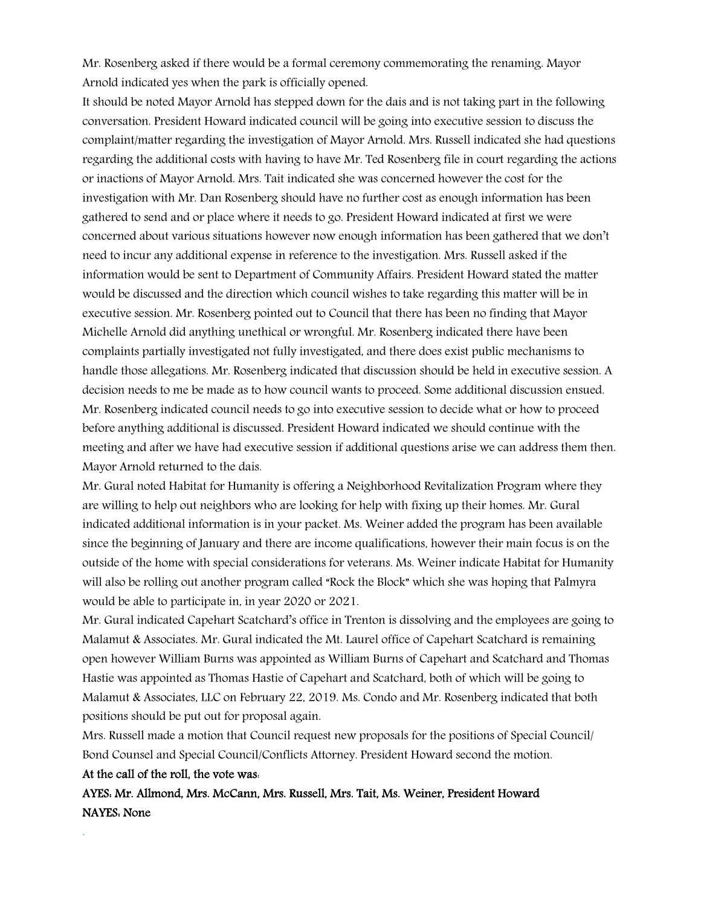Mr. Rosenberg asked if there would be a formal ceremony commemorating the renaming. Mayor Arnold indicated yes when the park is officially opened.

It should be noted Mayor Arnold has stepped down for the dais and is not taking part in the following conversation. President Howard indicated council will be going into executive session to discuss the complaint/matter regarding the investigation of Mayor Arnold. Mrs. Russell indicated she had questions regarding the additional costs with having to have Mr. Ted Rosenberg file in court regarding the actions or inactions of Mayor Arnold. Mrs. Tait indicated she was concerned however the cost for the investigation with Mr. Dan Rosenberg should have no further cost as enough information has been gathered to send and or place where it needs to go. President Howard indicated at first we were concerned about various situations however now enough information has been gathered that we don't need to incur any additional expense in reference to the investigation. Mrs. Russell asked if the information would be sent to Department of Community Affairs. President Howard stated the matter would be discussed and the direction which council wishes to take regarding this matter will be in executive session. Mr. Rosenberg pointed out to Council that there has been no finding that Mayor Michelle Arnold did anything unethical or wrongful. Mr. Rosenberg indicated there have been complaints partially investigated not fully investigated, and there does exist public mechanisms to handle those allegations. Mr. Rosenberg indicated that discussion should be held in executive session. A decision needs to me be made as to how council wants to proceed. Some additional discussion ensued. Mr. Rosenberg indicated council needs to go into executive session to decide what or how to proceed before anything additional is discussed. President Howard indicated we should continue with the meeting and after we have had executive session if additional questions arise we can address them then. Mayor Arnold returned to the dais.

Mr. Gural noted Habitat for Humanity is offering a Neighborhood Revitalization Program where they are willing to help out neighbors who are looking for help with fixing up their homes. Mr. Gural indicated additional information is in your packet. Ms. Weiner added the program has been available since the beginning of January and there are income qualifications, however their main focus is on the outside of the home with special considerations for veterans. Ms. Weiner indicate Habitat for Humanity will also be rolling out another program called "Rock the Block" which she was hoping that Palmyra would be able to participate in, in year 2020 or 2021.

Mr. Gural indicated Capehart Scatchard's office in Trenton is dissolving and the employees are going to Malamut & Associates. Mr. Gural indicated the Mt. Laurel office of Capehart Scatchard is remaining open however William Burns was appointed as William Burns of Capehart and Scatchard and Thomas Hastie was appointed as Thomas Hastie of Capehart and Scatchard, both of which will be going to Malamut & Associates, LLC on February 22, 2019. Ms. Condo and Mr. Rosenberg indicated that both positions should be put out for proposal again.

Mrs. Russell made a motion that Council request new proposals for the positions of Special Council/ Bond Counsel and Special Council/Conflicts Attorney. President Howard second the motion.

**At the call of the roll, the vote was:**

**AYES: Mr. Allmond, Mrs. McCann, Mrs. Russell, Mrs. Tait, Ms. Weiner, President Howard**

**NAYES: None**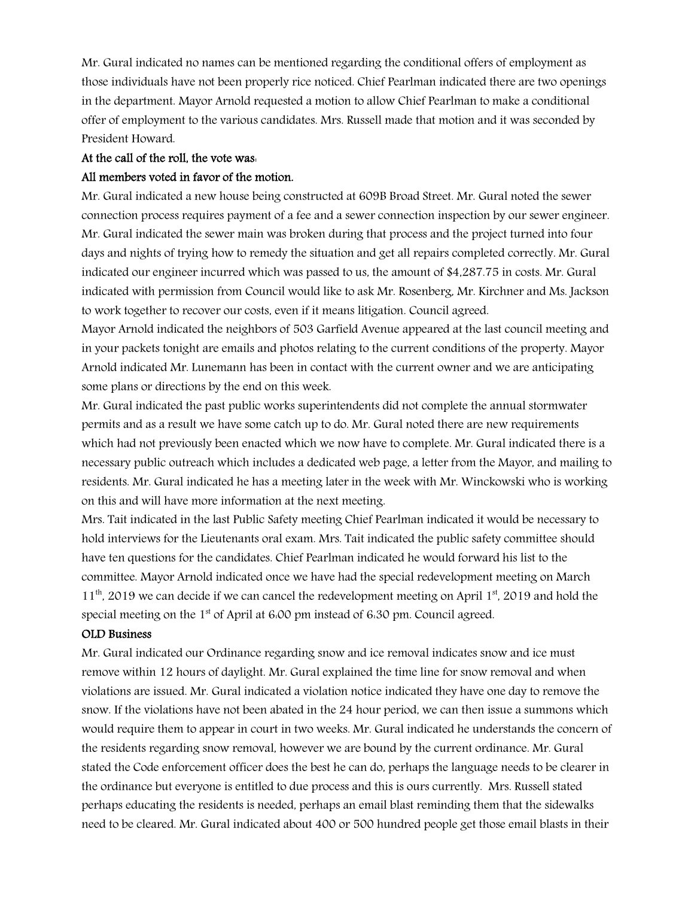Mr. Gural indicated no names can be mentioned regarding the conditional offers of employment as those individuals have not been properly rice noticed. Chief Pearlman indicated there are two openings in the department. Mayor Arnold requested a motion to allow Chief Pearlman to make a conditional offer of employment to the various candidates. Mrs. Russell made that motion and it was seconded by President Howard.

**At the call of the roll, the vote was:**

**All members voted in favor of the motion.**

Mr. Gural indicated a new house being constructed at 609B Broad Street. Mr. Gural noted the sewer connection process requires payment of a fee and a sewer connection inspection by our sewer engineer. Mr. Gural indicated the sewer main was broken during that process and the project turned into four days and nights of trying how to remedy the situation and get all repairs completed correctly. Mr. Gural indicated our engineer incurred which was passed to us, the amount of $4,287.75 in costs. Mr. Gural indicated with permission from Council would like to ask Mr. Rosenberg, Mr. Kirchner and Ms. Jackson to work together to recover our costs, even if it means litigation. Council agreed.

Mayor Arnold indicated the neighbors of 503 Garfield Avenue appeared at the last council meeting and in your packets tonight are emails and photos relating to the current conditions of the property. Mayor Arnold indicated Mr. Lunemann has been in contact with the current owner and we are anticipating some plans or directions by the end on this week.

Mr. Gural indicated the past public works superintendents did not complete the annual stormwater permits and as a result we have some catch up to do. Mr. Gural noted there are new requirements which had not previously been enacted which we now have to complete. Mr. Gural indicated there is a necessary public outreach which includes a dedicated web page, a letter from the Mayor, and mailing to residents. Mr. Gural indicated he has a meeting later in the week with Mr. Winckowski who is working on this and will have more information at the next meeting.

Mrs. Tait indicated in the last Public Safety meeting Chief Pearlman indicated it would be necessary to hold interviews for the Lieutenants oral exam. Mrs. Tait indicated the public safety committee should have ten questions for the candidates. Chief Pearlman indicated he would forward his list to the committee. Mayor Arnold indicated once we have had the special redevelopment meeting on March 11th, 2019 we can decide if we can cancel the redevelopment meeting on April 1st, 2019 and hold the special meeting on the 1st of April at 6:00 pm instead of 6:30 pm. Council agreed.

**OLD Business**

Mr. Gural indicated our Ordinance regarding snow and ice removal indicates snow and ice must remove within 12 hours of daylight. Mr. Gural explained the time line for snow removal and when violations are issued. Mr. Gural indicated a violation notice indicated they have one day to remove the snow. If the violations have not been abated in the 24 hour period, we can then issue a summons which would require them to appear in court in two weeks. Mr. Gural indicated he understands the concern of the residents regarding snow removal, however we are bound by the current ordinance. Mr. Gural stated the Code enforcement officer does the best he can do, perhaps the language needs to be clearer in the ordinance but everyone is entitled to due process and this is ours currently. Mrs. Russell stated perhaps educating the residents is needed, perhaps an email blast reminding them that the sidewalks need to be cleared. Mr. Gural indicated about 400 or 500 hundred people get those email blasts in their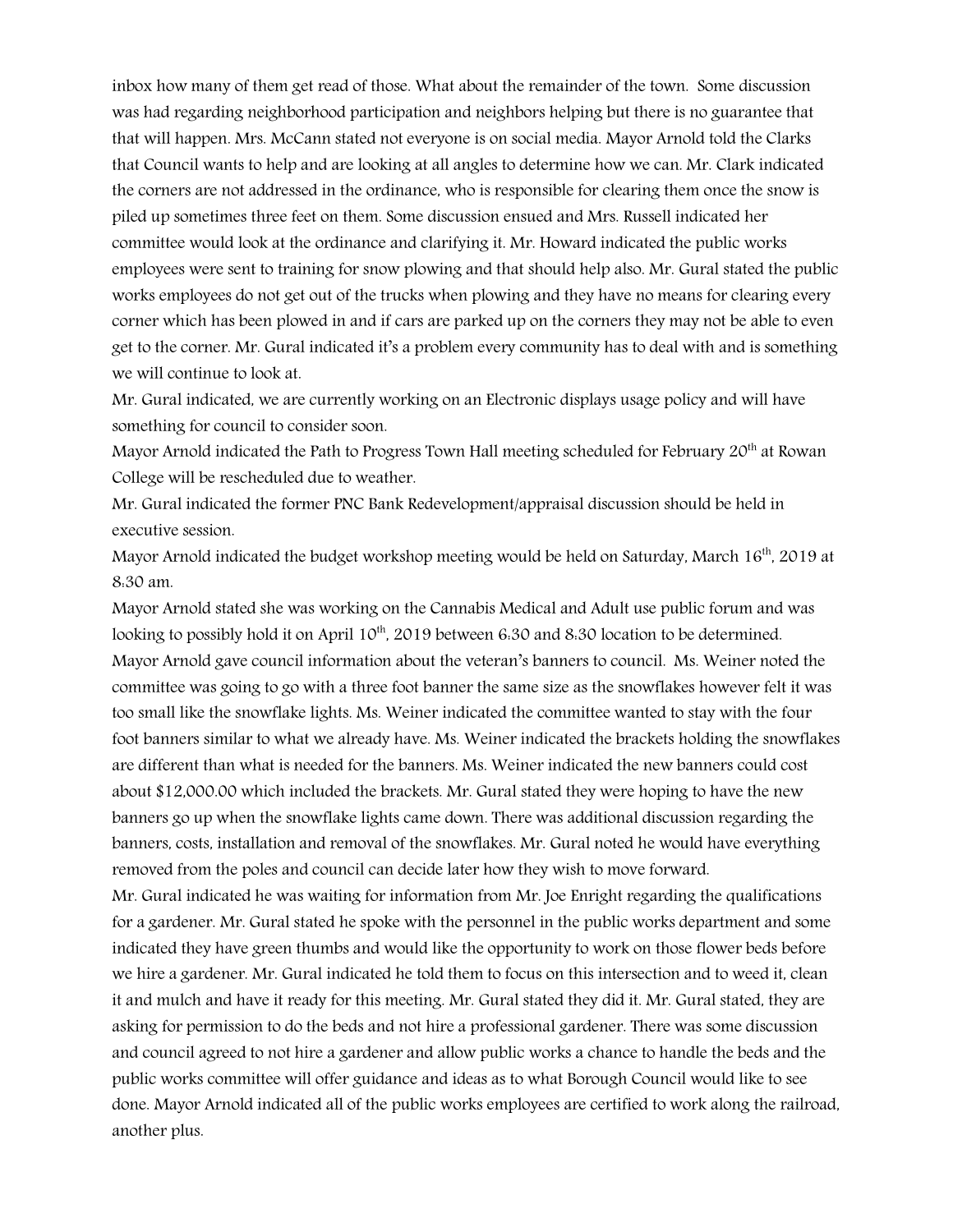inbox how many of them get read of those. What about the remainder of the town. Some discussion was had regarding neighborhood participation and neighbors helping but there is no guarantee that that will happen. Mrs. McCann stated not everyone is on social media. Mayor Arnold told the Clarks that Council wants to help and are looking at all angles to determine how we can. Mr. Clark indicated the corners are not addressed in the ordinance, who is responsible for clearing them once the snow is piled up sometimes three feet on them. Some discussion ensued and Mrs. Russell indicated her committee would look at the ordinance and clarifying it. Mr. Howard indicated the public works employees were sent to training for snow plowing and that should help also. Mr. Gural stated the public works employees do not get out of the trucks when plowing and they have no means for clearing every corner which has been plowed in and if cars are parked up on the corners they may not be able to even get to the corner. Mr. Gural indicated it's a problem every community has to deal with and is something we will continue to look at.

Mr. Gural indicated, we are currently working on an Electronic displays usage policy and will have something for council to consider soon.

Mayor Arnold indicated the Path to Progress Town Hall meeting scheduled for February 20th at Rowan College will be rescheduled due to weather.

Mr. Gural indicated the former PNC Bank Redevelopment/appraisal discussion should be held in executive session.

Mayor Arnold indicated the budget workshop meeting would be held on Saturday, March 16th, 2019 at 8:30 am.

Mayor Arnold stated she was working on the Cannabis Medical and Adult use public forum and was looking to possibly hold it on April 10th, 2019 between 6:30 and 8:30 location to be determined.

Mayor Arnold gave council information about the veteran's banners to council. Ms. Weiner noted the committee was going to go with a three foot banner the same size as the snowflakes however felt it was too small like the snowflake lights. Ms. Weiner indicated the committee wanted to stay with the four foot banners similar to what we already have. Ms. Weiner indicated the brackets holding the snowflakes are different than what is needed for the banners. Ms. Weiner indicated the new banners could cost about $12,000.00 which included the brackets. Mr. Gural stated they were hoping to have the new banners go up when the snowflake lights came down. There was additional discussion regarding the banners, costs, installation and removal of the snowflakes. Mr. Gural noted he would have everything removed from the poles and council can decide later how they wish to move forward.

Mr. Gural indicated he was waiting for information from Mr. Joe Enright regarding the qualifications for a gardener. Mr. Gural stated he spoke with the personnel in the public works department and some indicated they have green thumbs and would like the opportunity to work on those flower beds before we hire a gardener. Mr. Gural indicated he told them to focus on this intersection and to weed it, clean it and mulch and have it ready for this meeting. Mr. Gural stated they did it. Mr. Gural stated, they are asking for permission to do the beds and not hire a professional gardener. There was some discussion and council agreed to not hire a gardener and allow public works a chance to handle the beds and the public works committee will offer guidance and ideas as to what Borough Council would like to see done. Mayor Arnold indicated all of the public works employees are certified to work along the railroad, another plus.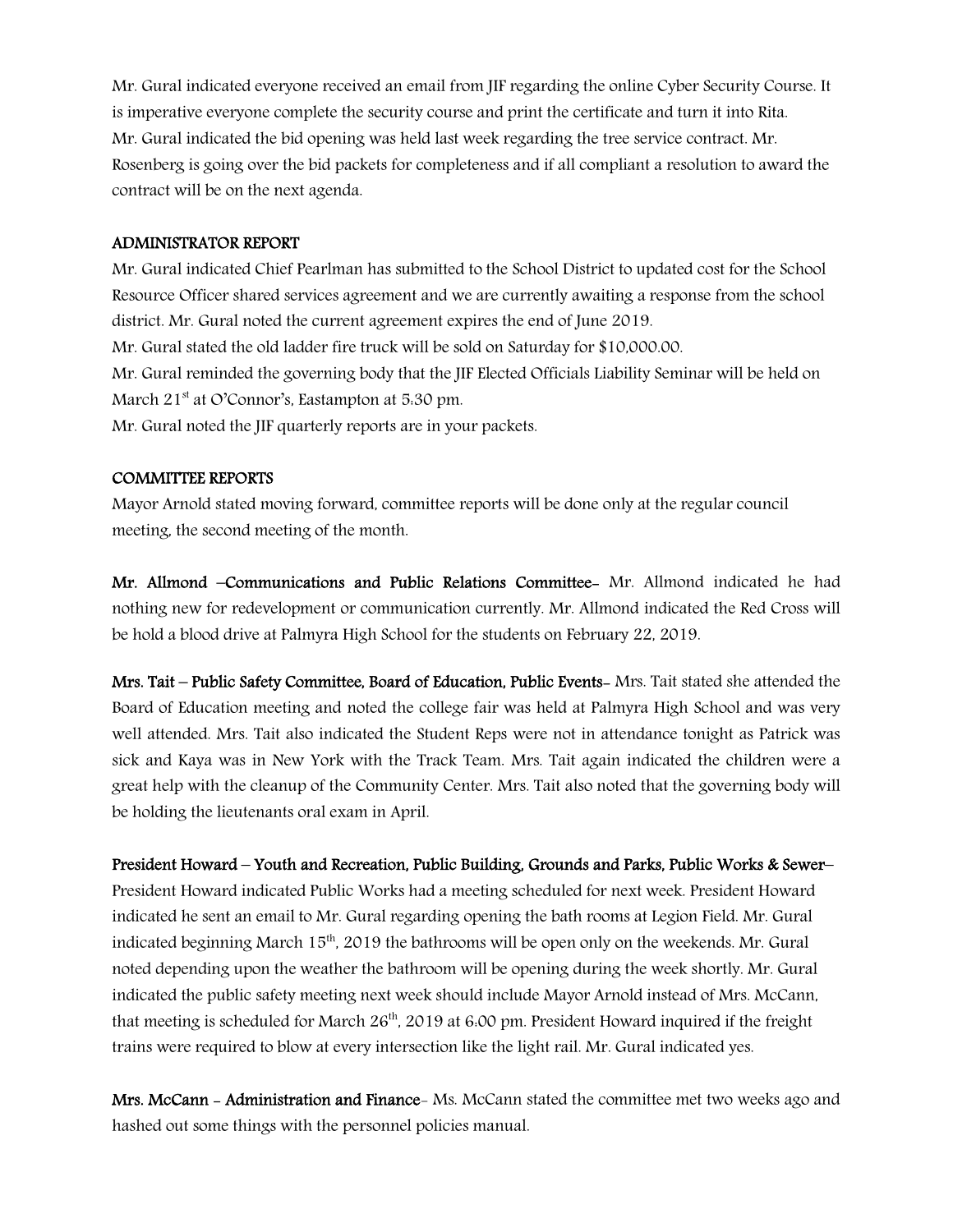Mr. Gural indicated everyone received an email from JIF regarding the online Cyber Security Course. It is imperative everyone complete the security course and print the certificate and turn it into Rita. Mr. Gural indicated the bid opening was held last week regarding the tree service contract. Mr. Rosenberg is going over the bid packets for completeness and if all compliant a resolution to award the contract will be on the next agenda.

## ADMINISTRATOR REPORT

Mr. Gural indicated Chief Pearlman has submitted to the School District to updated cost for the School Resource Officer shared services agreement and we are currently awaiting a response from the school district. Mr. Gural noted the current agreement expires the end of June 2019.
Mr. Gural stated the old ladder fire truck will be sold on Saturday for $10,000.00.
Mr. Gural reminded the governing body that the JIF Elected Officials Liability Seminar will be held on March 21st at O'Connor's, Eastampton at 5:30 pm.
Mr. Gural noted the JIF quarterly reports are in your packets.

## COMMITTEE REPORTS

Mayor Arnold stated moving forward, committee reports will be done only at the regular council meeting, the second meeting of the month.

**Mr. Allmond –Communications and Public Relations Committee-** Mr. Allmond indicated he had nothing new for redevelopment or communication currently. Mr. Allmond indicated the Red Cross will be hold a blood drive at Palmyra High School for the students on February 22, 2019.

**Mrs. Tait – Public Safety Committee, Board of Education, Public Events-** Mrs. Tait stated she attended the Board of Education meeting and noted the college fair was held at Palmyra High School and was very well attended. Mrs. Tait also indicated the Student Reps were not in attendance tonight as Patrick was sick and Kaya was in New York with the Track Team. Mrs. Tait again indicated the children were a great help with the cleanup of the Community Center. Mrs. Tait also noted that the governing body will be holding the lieutenants oral exam in April.

**President Howard – Youth and Recreation, Public Building, Grounds and Parks, Public Works & Sewer–** President Howard indicated Public Works had a meeting scheduled for next week. President Howard indicated he sent an email to Mr. Gural regarding opening the bath rooms at Legion Field. Mr. Gural indicated beginning March 15th, 2019 the bathrooms will be open only on the weekends. Mr. Gural noted depending upon the weather the bathroom will be opening during the week shortly. Mr. Gural indicated the public safety meeting next week should include Mayor Arnold instead of Mrs. McCann, that meeting is scheduled for March 26th, 2019 at 6:00 pm. President Howard inquired if the freight trains were required to blow at every intersection like the light rail. Mr. Gural indicated yes.

**Mrs. McCann - Administration and Finance-** Ms. McCann stated the committee met two weeks ago and hashed out some things with the personnel policies manual.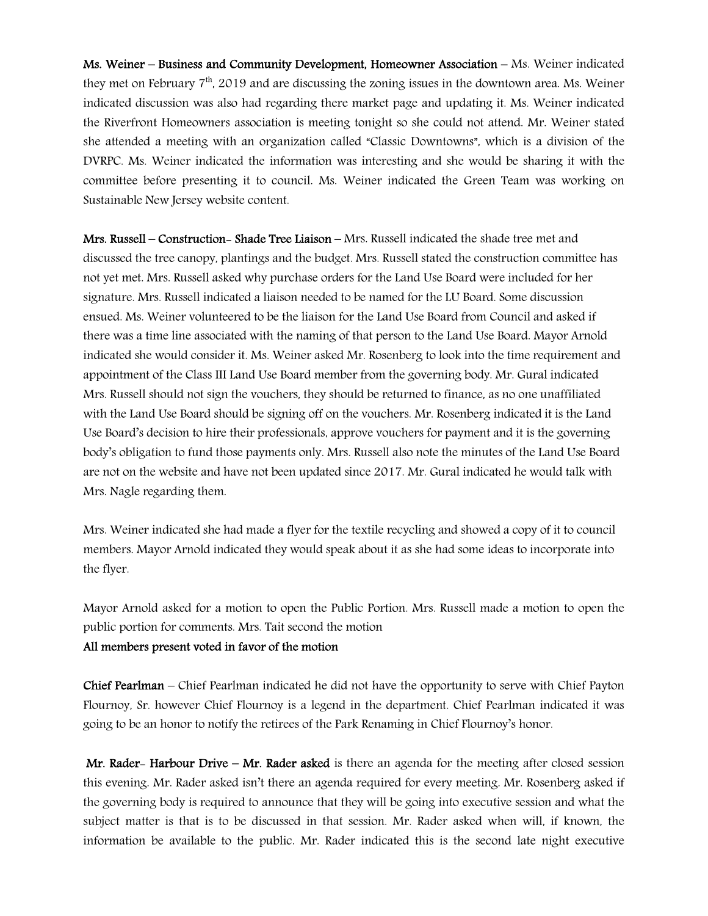**Ms. Weiner – Business and Community Development, Homeowner Association** – Ms. Weiner indicated they met on February 7th, 2019 and are discussing the zoning issues in the downtown area. Ms. Weiner indicated discussion was also had regarding there market page and updating it. Ms. Weiner indicated the Riverfront Homeowners association is meeting tonight so she could not attend. Mr. Weiner stated she attended a meeting with an organization called "Classic Downtowns", which is a division of the DVRPC. Ms. Weiner indicated the information was interesting and she would be sharing it with the committee before presenting it to council. Ms. Weiner indicated the Green Team was working on Sustainable New Jersey website content.

**Mrs. Russell – Construction- Shade Tree Liaison** – Mrs. Russell indicated the shade tree met and discussed the tree canopy, plantings and the budget. Mrs. Russell stated the construction committee has not yet met. Mrs. Russell asked why purchase orders for the Land Use Board were included for her signature. Mrs. Russell indicated a liaison needed to be named for the LU Board. Some discussion ensued. Ms. Weiner volunteered to be the liaison for the Land Use Board from Council and asked if there was a time line associated with the naming of that person to the Land Use Board. Mayor Arnold indicated she would consider it. Ms. Weiner asked Mr. Rosenberg to look into the time requirement and appointment of the Class III Land Use Board member from the governing body. Mr. Gural indicated Mrs. Russell should not sign the vouchers, they should be returned to finance, as no one unaffiliated with the Land Use Board should be signing off on the vouchers. Mr. Rosenberg indicated it is the Land Use Board's decision to hire their professionals, approve vouchers for payment and it is the governing body's obligation to fund those payments only. Mrs. Russell also note the minutes of the Land Use Board are not on the website and have not been updated since 2017. Mr. Gural indicated he would talk with Mrs. Nagle regarding them.

Mrs. Weiner indicated she had made a flyer for the textile recycling and showed a copy of it to council members. Mayor Arnold indicated they would speak about it as she had some ideas to incorporate into the flyer.

Mayor Arnold asked for a motion to open the Public Portion. Mrs. Russell made a motion to open the public portion for comments. Mrs. Tait second the motion
**All members present voted in favor of the motion**

**Chief Pearlman** – Chief Pearlman indicated he did not have the opportunity to serve with Chief Payton Flournoy, Sr. however Chief Flournoy is a legend in the department. Chief Pearlman indicated it was going to be an honor to notify the retirees of the Park Renaming in Chief Flournoy's honor.

**Mr. Rader- Harbour Drive – Mr. Rader asked** is there an agenda for the meeting after closed session this evening. Mr. Rader asked isn't there an agenda required for every meeting. Mr. Rosenberg asked if the governing body is required to announce that they will be going into executive session and what the subject matter is that is to be discussed in that session. Mr. Rader asked when will, if known, the information be available to the public. Mr. Rader indicated this is the second late night executive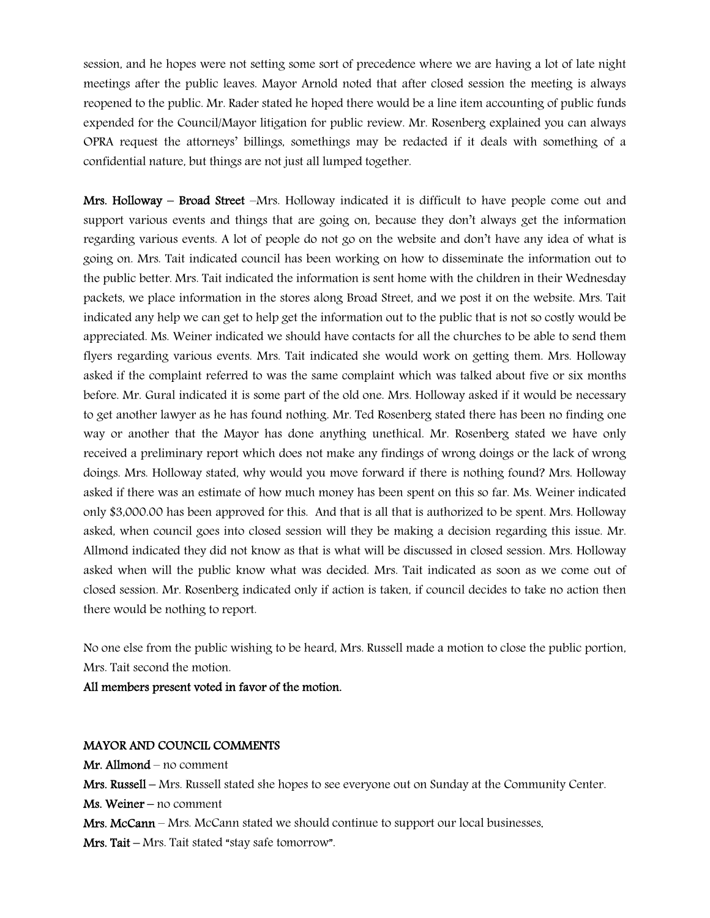session, and he hopes were not setting some sort of precedence where we are having a lot of late night meetings after the public leaves. Mayor Arnold noted that after closed session the meeting is always reopened to the public. Mr. Rader stated he hoped there would be a line item accounting of public funds expended for the Council/Mayor litigation for public review. Mr. Rosenberg explained you can always OPRA request the attorneys' billings, somethings may be redacted if it deals with something of a confidential nature, but things are not just all lumped together.

**Mrs. Holloway – Broad Street** –Mrs. Holloway indicated it is difficult to have people come out and support various events and things that are going on, because they don't always get the information regarding various events. A lot of people do not go on the website and don't have any idea of what is going on. Mrs. Tait indicated council has been working on how to disseminate the information out to the public better. Mrs. Tait indicated the information is sent home with the children in their Wednesday packets, we place information in the stores along Broad Street, and we post it on the website. Mrs. Tait indicated any help we can get to help get the information out to the public that is not so costly would be appreciated. Ms. Weiner indicated we should have contacts for all the churches to be able to send them flyers regarding various events. Mrs. Tait indicated she would work on getting them. Mrs. Holloway asked if the complaint referred to was the same complaint which was talked about five or six months before. Mr. Gural indicated it is some part of the old one. Mrs. Holloway asked if it would be necessary to get another lawyer as he has found nothing. Mr. Ted Rosenberg stated there has been no finding one way or another that the Mayor has done anything unethical. Mr. Rosenberg stated we have only received a preliminary report which does not make any findings of wrong doings or the lack of wrong doings. Mrs. Holloway stated, why would you move forward if there is nothing found? Mrs. Holloway asked if there was an estimate of how much money has been spent on this so far. Ms. Weiner indicated only $3,000.00 has been approved for this. And that is all that is authorized to be spent. Mrs. Holloway asked, when council goes into closed session will they be making a decision regarding this issue. Mr. Allmond indicated they did not know as that is what will be discussed in closed session. Mrs. Holloway asked when will the public know what was decided. Mrs. Tait indicated as soon as we come out of closed session. Mr. Rosenberg indicated only if action is taken, if council decides to take no action then there would be nothing to report.

No one else from the public wishing to be heard, Mrs. Russell made a motion to close the public portion, Mrs. Tait second the motion.

**All members present voted in favor of the motion.**

**MAYOR AND COUNCIL COMMENTS**

**Mr. Allmond** – no comment

**Mrs. Russell** – Mrs. Russell stated she hopes to see everyone out on Sunday at the Community Center.

**Ms. Weiner** – no comment

**Mrs. McCann** – Mrs. McCann stated we should continue to support our local businesses.

**Mrs. Tait** – Mrs. Tait stated "stay safe tomorrow".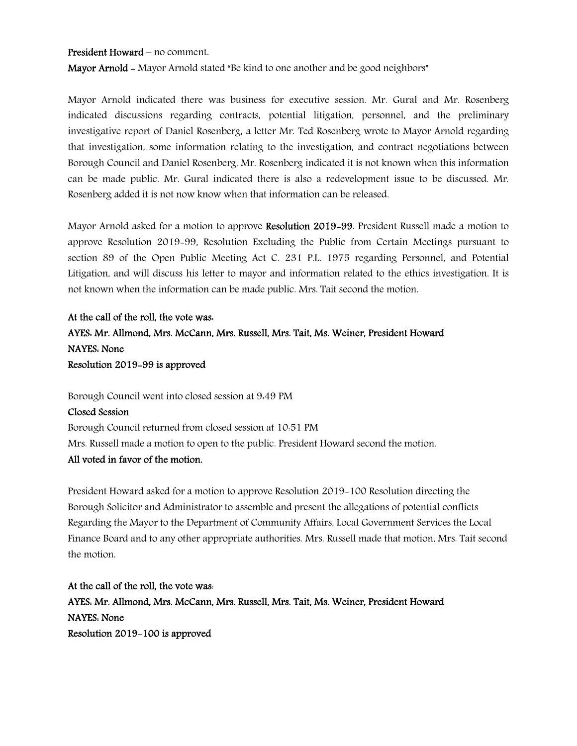**President Howard** – no comment.

**Mayor Arnold** - Mayor Arnold stated "Be kind to one another and be good neighbors"

Mayor Arnold indicated there was business for executive session. Mr. Gural and Mr. Rosenberg indicated discussions regarding contracts, potential litigation, personnel, and the preliminary investigative report of Daniel Rosenberg, a letter Mr. Ted Rosenberg wrote to Mayor Arnold regarding that investigation, some information relating to the investigation, and contract negotiations between Borough Council and Daniel Rosenberg. Mr. Rosenberg indicated it is not known when this information can be made public. Mr. Gural indicated there is also a redevelopment issue to be discussed. Mr. Rosenberg added it is not now know when that information can be released.

Mayor Arnold asked for a motion to approve **Resolution 2019-99**. President Russell made a motion to approve Resolution 2019-99, Resolution Excluding the Public from Certain Meetings pursuant to section 89 of the Open Public Meeting Act C. 231 P.L. 1975 regarding Personnel, and Potential Litigation, and will discuss his letter to mayor and information related to the ethics investigation. It is not known when the information can be made public. Mrs. Tait second the motion.

**At the call of the roll, the vote was:**
**AYES: Mr. Allmond, Mrs. McCann, Mrs. Russell, Mrs. Tait, Ms. Weiner, President Howard**
**NAYES: None**
**Resolution 2019-99 is approved**

Borough Council went into closed session at 9:49 PM
**Closed Session**
Borough Council returned from closed session at 10:51 PM
Mrs. Russell made a motion to open to the public. President Howard second the motion.
**All voted in favor of the motion.**

President Howard asked for a motion to approve Resolution 2019-100 Resolution directing the Borough Solicitor and Administrator to assemble and present the allegations of potential conflicts Regarding the Mayor to the Department of Community Affairs, Local Government Services the Local Finance Board and to any other appropriate authorities. Mrs. Russell made that motion, Mrs. Tait second the motion.

**At the call of the roll, the vote was:**
**AYES: Mr. Allmond, Mrs. McCann, Mrs. Russell, Mrs. Tait, Ms. Weiner, President Howard**
**NAYES: None**
**Resolution 2019-100 is approved**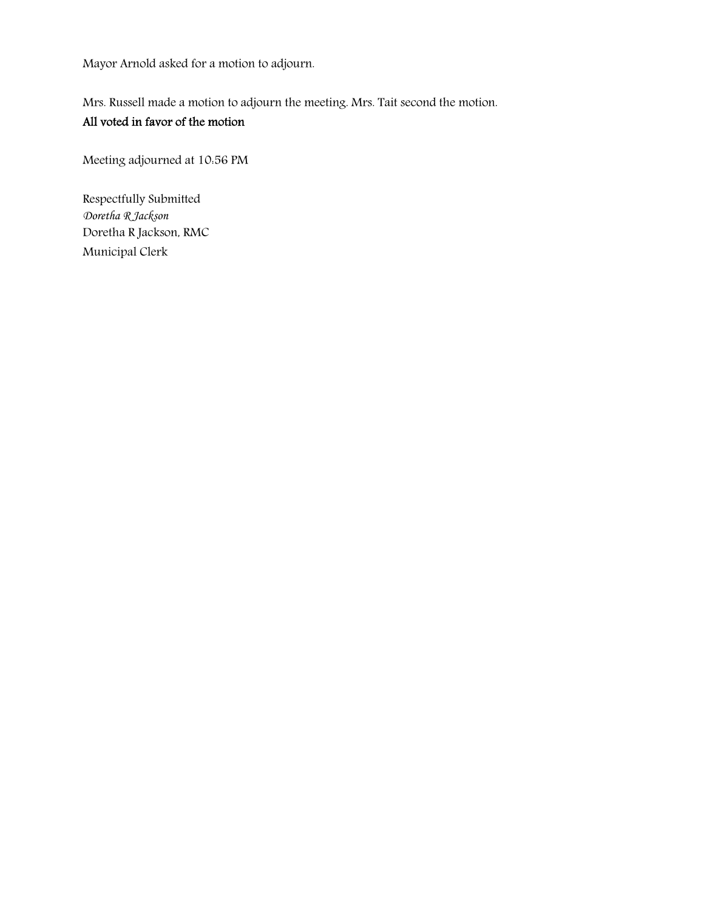Mayor Arnold asked for a motion to adjourn.

Mrs. Russell made a motion to adjourn the meeting. Mrs. Tait second the motion.
**All voted in favor of the motion**

Meeting adjourned at 10:56 PM

Respectfully Submitted
*Doretha R Jackson*
Doretha R Jackson, RMC
Municipal Clerk